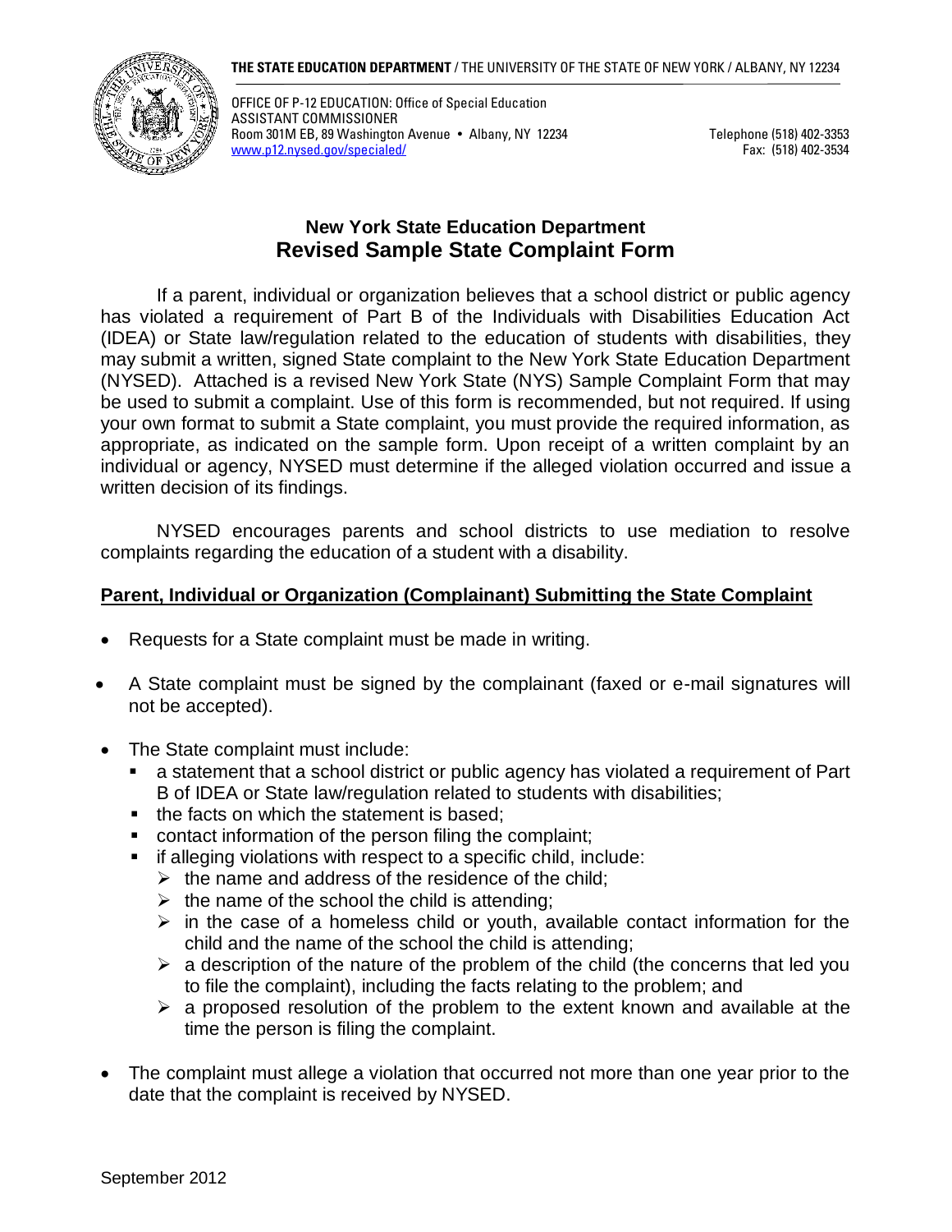**THE STATE EDUCATION DEPARTMENT** / THE UNIVERSITY OF THE STATE OF NEW YORK / ALBANY, NY 12234

OFFICE OF P-12 EDUCATION: Office of Special Education
ASSISTANT COMMISSIONER
Room 301M EB, 89 Washington Avenue • Albany, NY 12234
[www.p12.nysed.gov/specialed/](http://www.p12.nysed.gov/specialed/)

Telephone (518) 402-3353
Fax: (518) 402-3534

## New York State Education Department
# Revised Sample State Complaint Form

If a parent, individual or organization believes that a school district or public agency has violated a requirement of Part B of the Individuals with Disabilities Education Act (IDEA) or State law/regulation related to the education of students with disabilities, they may submit a written, signed State complaint to the New York State Education Department (NYSED). Attached is a revised New York State (NYS) Sample Complaint Form that may be used to submit a complaint. Use of this form is recommended, but not required. If using your own format to submit a State complaint, you must provide the required information, as appropriate, as indicated on the sample form. Upon receipt of a written complaint by an individual or agency, NYSED must determine if the alleged violation occurred and issue a written decision of its findings.

NYSED encourages parents and school districts to use mediation to resolve complaints regarding the education of a student with a disability.

**Parent, Individual or Organization (Complainant) Submitting the State Complaint**

- Requests for a State complaint must be made in writing.
- A State complaint must be signed by the complainant (faxed or e-mail signatures will not be accepted).
- The State complaint must include:
  - a statement that a school district or public agency has violated a requirement of Part B of IDEA or State law/regulation related to students with disabilities;
  - the facts on which the statement is based;
  - contact information of the person filing the complaint;
  - if alleging violations with respect to a specific child, include:
    - the name and address of the residence of the child;
    - the name of the school the child is attending;
    - in the case of a homeless child or youth, available contact information for the child and the name of the school the child is attending;
    - a description of the nature of the problem of the child (the concerns that led you to file the complaint), including the facts relating to the problem; and
    - a proposed resolution of the problem to the extent known and available at the time the person is filing the complaint.
- The complaint must allege a violation that occurred not more than one year prior to the date that the complaint is received by NYSED.

September 2012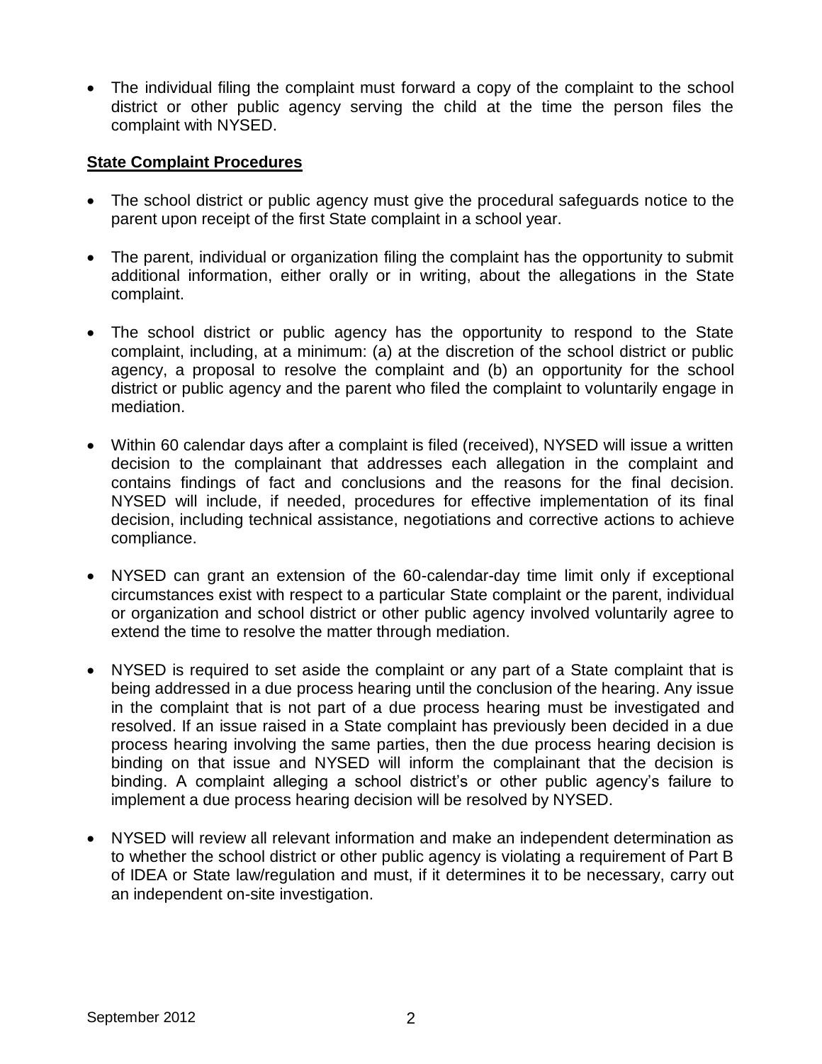- The individual filing the complaint must forward a copy of the complaint to the school district or other public agency serving the child at the time the person files the complaint with NYSED.

**State Complaint Procedures**

- The school district or public agency must give the procedural safeguards notice to the parent upon receipt of the first State complaint in a school year.

- The parent, individual or organization filing the complaint has the opportunity to submit additional information, either orally or in writing, about the allegations in the State complaint.

- The school district or public agency has the opportunity to respond to the State complaint, including, at a minimum: (a) at the discretion of the school district or public agency, a proposal to resolve the complaint and (b) an opportunity for the school district or public agency and the parent who filed the complaint to voluntarily engage in mediation.

- Within 60 calendar days after a complaint is filed (received), NYSED will issue a written decision to the complainant that addresses each allegation in the complaint and contains findings of fact and conclusions and the reasons for the final decision. NYSED will include, if needed, procedures for effective implementation of its final decision, including technical assistance, negotiations and corrective actions to achieve compliance.

- NYSED can grant an extension of the 60-calendar-day time limit only if exceptional circumstances exist with respect to a particular State complaint or the parent, individual or organization and school district or other public agency involved voluntarily agree to extend the time to resolve the matter through mediation.

- NYSED is required to set aside the complaint or any part of a State complaint that is being addressed in a due process hearing until the conclusion of the hearing. Any issue in the complaint that is not part of a due process hearing must be investigated and resolved. If an issue raised in a State complaint has previously been decided in a due process hearing involving the same parties, then the due process hearing decision is binding on that issue and NYSED will inform the complainant that the decision is binding. A complaint alleging a school district's or other public agency's failure to implement a due process hearing decision will be resolved by NYSED.

- NYSED will review all relevant information and make an independent determination as to whether the school district or other public agency is violating a requirement of Part B of IDEA or State law/regulation and must, if it determines it to be necessary, carry out an independent on-site investigation.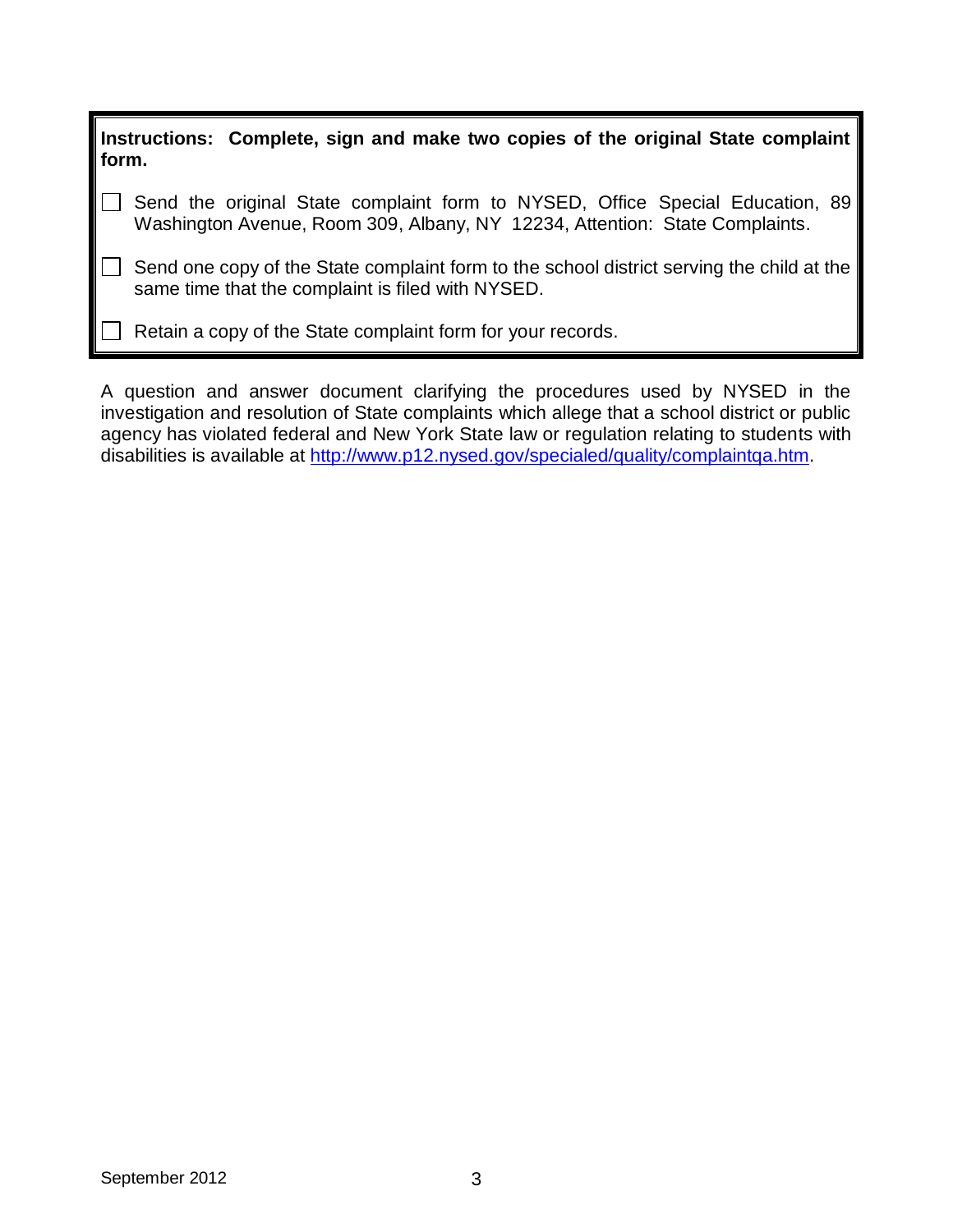**Instructions: Complete, sign and make two copies of the original State complaint form.**

- [ ] Send the original State complaint form to NYSED, Office Special Education, 89 Washington Avenue, Room 309, Albany, NY 12234, Attention: State Complaints.
- [ ] Send one copy of the State complaint form to the school district serving the child at the same time that the complaint is filed with NYSED.
- [ ] Retain a copy of the State complaint form for your records.

A question and answer document clarifying the procedures used by NYSED in the investigation and resolution of State complaints which allege that a school district or public agency has violated federal and New York State law or regulation relating to students with disabilities is available at http://www.p12.nysed.gov/specialed/quality/complaintqa.htm.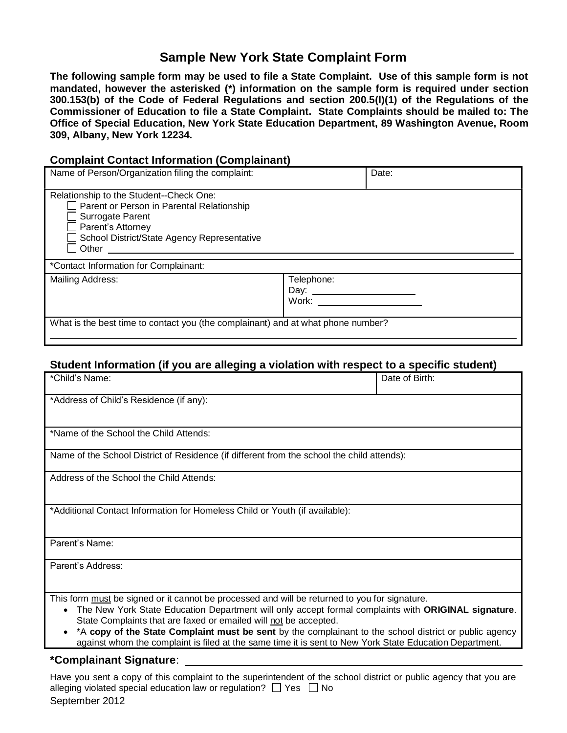# Sample New York State Complaint Form

**The following sample form may be used to file a State Complaint. Use of this sample form is not mandated, however the asterisked (*) information on the sample form is required under section 300.153(b) of the Code of Federal Regulations and section 200.5(l)(1) of the Regulations of the Commissioner of Education to file a State Complaint. State Complaints should be mailed to: The Office of Special Education, New York State Education Department, 89 Washington Avenue, Room 309, Albany, New York 12234.**

## Complaint Contact Information (Complainant)

| Name of Person/Organization filing the complaint: | | Date: |
|---|---|---|
| Relationship to the Student--Check One:<br>☐ Parent or Person in Parental Relationship<br>☐ Surrogate Parent<br>☐ Parent's Attorney<br>☐ School District/State Agency Representative<br>☐ Other ______ | | |
| *Contact Information for Complainant: | | |
| Mailing Address: | Telephone:<br>Day: ______<br>Work: ______ | |
| What is the best time to contact you (the complainant) and at what phone number? | | |

## Student Information (if you are alleging a violation with respect to a specific student)

| *Child's Name: | Date of Birth: |
|---|---|
| *Address of Child's Residence (if any): | |
| *Name of the School the Child Attends: | |
| Name of the School District of Residence (if different from the school the child attends): | |
| Address of the School the Child Attends: | |
| *Additional Contact Information for Homeless Child or Youth (if available): | |
| Parent's Name: | |
| Parent's Address: | |

This form must be signed or it cannot be processed and will be returned to you for signature.

- The New York State Education Department will only accept formal complaints with **ORIGINAL signature**. State Complaints that are faxed or emailed will not be accepted.
- *A **copy of the State Complaint must be sent** by the complainant to the school district or public agency against whom the complaint is filed at the same time it is sent to New York State Education Department.

**\*Complainant Signature**: ______________________________

Have you sent a copy of this complaint to the superintendent of the school district or public agency that you are alleging violated special education law or regulation? ☐ Yes ☐ No

September 2012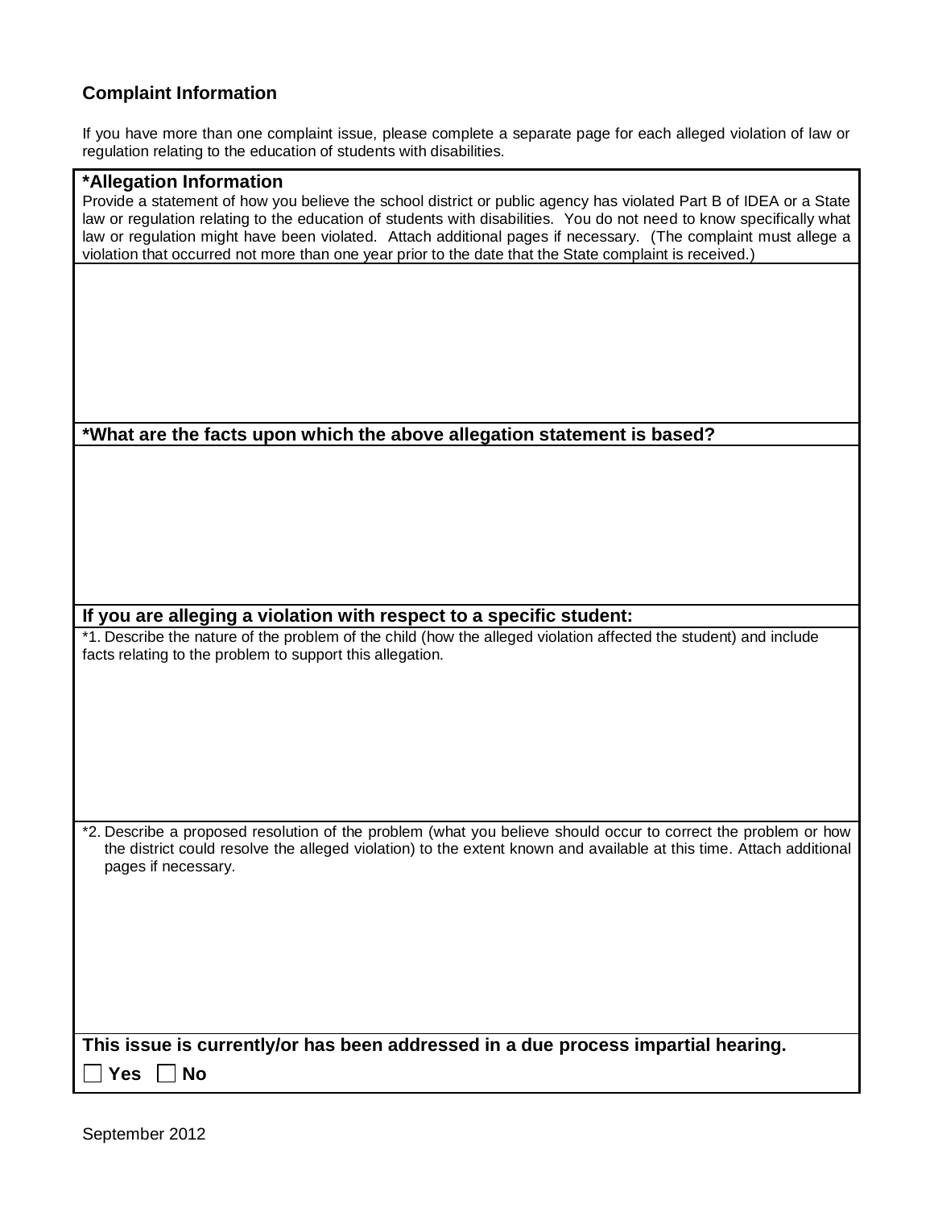## Complaint Information

If you have more than one complaint issue, please complete a separate page for each alleged violation of law or regulation relating to the education of students with disabilities.

**\*Allegation Information**

Provide a statement of how you believe the school district or public agency has violated Part B of IDEA or a State law or regulation relating to the education of students with disabilities. You do not need to know specifically what law or regulation might have been violated. Attach additional pages if necessary. (The complaint must allege a violation that occurred not more than one year prior to the date that the State complaint is received.)

**\*What are the facts upon which the above allegation statement is based?**

**If you are alleging a violation with respect to a specific student:**

\*1. Describe the nature of the problem of the child (how the alleged violation affected the student) and include facts relating to the problem to support this allegation.

\*2. Describe a proposed resolution of the problem (what you believe should occur to correct the problem or how the district could resolve the alleged violation) to the extent known and available at this time. Attach additional pages if necessary.

**This issue is currently/or has been addressed in a due process impartial hearing.**

☐ **Yes** ☐ **No**

September 2012